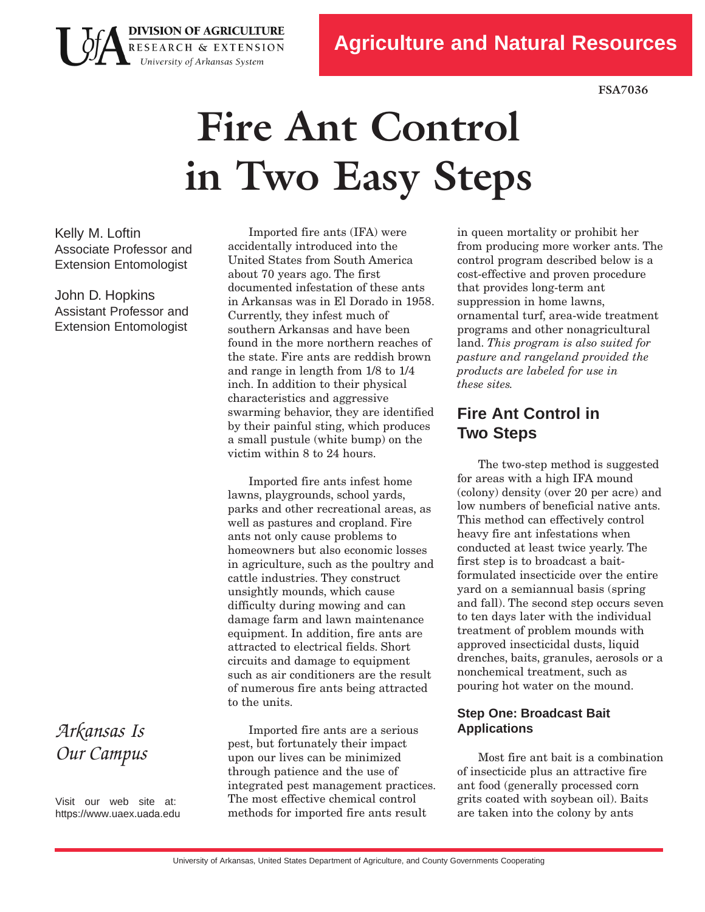DIVISION OF AGRICULTURE
RESEARCH & EXTENSION
University of Arkansas System

Agriculture and Natural Resources

FSA7036

# Fire Ant Control in Two Easy Steps

Kelly M. Loftin
Associate Professor and Extension Entomologist

John D. Hopkins
Assistant Professor and Extension Entomologist

*Arkansas Is Our Campus*

Visit our web site at: https://www.uaex.uada.edu

Imported fire ants (IFA) were accidentally introduced into the United States from South America about 70 years ago. The first documented infestation of these ants in Arkansas was in El Dorado in 1958. Currently, they infest much of southern Arkansas and have been found in the more northern reaches of the state. Fire ants are reddish brown and range in length from 1/8 to 1/4 inch. In addition to their physical characteristics and aggressive swarming behavior, they are identified by their painful sting, which produces a small pustule (white bump) on the victim within 8 to 24 hours.

Imported fire ants infest home lawns, playgrounds, school yards, parks and other recreational areas, as well as pastures and cropland. Fire ants not only cause problems to homeowners but also economic losses in agriculture, such as the poultry and cattle industries. They construct unsightly mounds, which cause difficulty during mowing and can damage farm and lawn maintenance equipment. In addition, fire ants are attracted to electrical fields. Short circuits and damage to equipment such as air conditioners are the result of numerous fire ants being attracted to the units.

Imported fire ants are a serious pest, but fortunately their impact upon our lives can be minimized through patience and the use of integrated pest management practices. The most effective chemical control methods for imported fire ants result in queen mortality or prohibit her from producing more worker ants. The control program described below is a cost-effective and proven procedure that provides long-term ant suppression in home lawns, ornamental turf, area-wide treatment programs and other nonagricultural land. *This program is also suited for pasture and rangeland provided the products are labeled for use in these sites.*

## Fire Ant Control in Two Steps

The two-step method is suggested for areas with a high IFA mound (colony) density (over 20 per acre) and low numbers of beneficial native ants. This method can effectively control heavy fire ant infestations when conducted at least twice yearly. The first step is to broadcast a bait-formulated insecticide over the entire yard on a semiannual basis (spring and fall). The second step occurs seven to ten days later with the individual treatment of problem mounds with approved insecticidal dusts, liquid drenches, baits, granules, aerosols or a nonchemical treatment, such as pouring hot water on the mound.

### Step One: Broadcast Bait Applications

Most fire ant bait is a combination of insecticide plus an attractive fire ant food (generally processed corn grits coated with soybean oil). Baits are taken into the colony by ants

University of Arkansas, United States Department of Agriculture, and County Governments Cooperating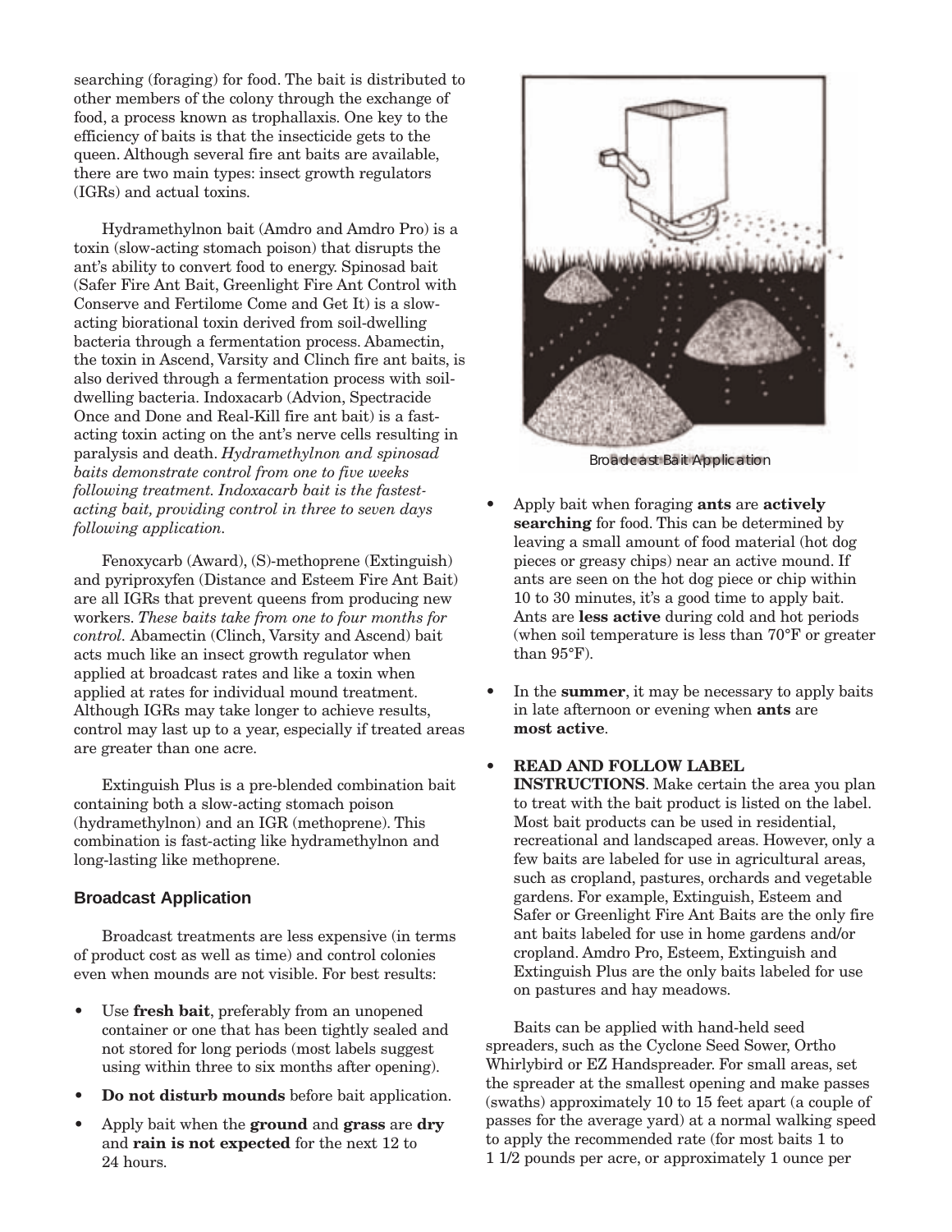searching (foraging) for food. The bait is distributed to other members of the colony through the exchange of food, a process known as trophallaxis. One key to the efficiency of baits is that the insecticide gets to the queen. Although several fire ant baits are available, there are two main types: insect growth regulators (IGRs) and actual toxins.

Hydramethylnon bait (Amdro and Amdro Pro) is a toxin (slow-acting stomach poison) that disrupts the ant's ability to convert food to energy. Spinosad bait (Safer Fire Ant Bait, Greenlight Fire Ant Control with Conserve and Fertilome Come and Get It) is a slow-acting biorational toxin derived from soil-dwelling bacteria through a fermentation process. Abamectin, the toxin in Ascend, Varsity and Clinch fire ant baits, is also derived through a fermentation process with soil-dwelling bacteria. Indoxacarb (Advion, Spectracide Once and Done and Real-Kill fire ant bait) is a fast-acting toxin acting on the ant's nerve cells resulting in paralysis and death. *Hydramethylnon and spinosad baits demonstrate control from one to five weeks following treatment. Indoxacarb bait is the fastest-acting bait, providing control in three to seven days following application.*

Fenoxycarb (Award), (S)-methoprene (Extinguish) and pyriproxyfen (Distance and Esteem Fire Ant Bait) are all IGRs that prevent queens from producing new workers. *These baits take from one to four months for control.* Abamectin (Clinch, Varsity and Ascend) bait acts much like an insect growth regulator when applied at broadcast rates and like a toxin when applied at rates for individual mound treatment. Although IGRs may take longer to achieve results, control may last up to a year, especially if treated areas are greater than one acre.

Extinguish Plus is a pre-blended combination bait containing both a slow-acting stomach poison (hydramethylnon) and an IGR (methoprene). This combination is fast-acting like hydramethylnon and long-lasting like methoprene.

### Broadcast Application

Broadcast treatments are less expensive (in terms of product cost as well as time) and control colonies even when mounds are not visible. For best results:

- Use **fresh bait**, preferably from an unopened container or one that has been tightly sealed and not stored for long periods (most labels suggest using within three to six months after opening).
- **Do not disturb mounds** before bait application.
- Apply bait when the **ground** and **grass** are **dry** and **rain is not expected** for the next 12 to 24 hours.

Broadcast Bait Application

- Apply bait when foraging **ants** are **actively searching** for food. This can be determined by leaving a small amount of food material (hot dog pieces or greasy chips) near an active mound. If ants are seen on the hot dog piece or chip within 10 to 30 minutes, it's a good time to apply bait. Ants are **less active** during cold and hot periods (when soil temperature is less than 70°F or greater than 95°F).
- In the **summer**, it may be necessary to apply baits in late afternoon or evening when **ants** are **most active**.
- **READ AND FOLLOW LABEL INSTRUCTIONS**. Make certain the area you plan to treat with the bait product is listed on the label. Most bait products can be used in residential, recreational and landscaped areas. However, only a few baits are labeled for use in agricultural areas, such as cropland, pastures, orchards and vegetable gardens. For example, Extinguish, Esteem and Safer or Greenlight Fire Ant Baits are the only fire ant baits labeled for use in home gardens and/or cropland. Amdro Pro, Esteem, Extinguish and Extinguish Plus are the only baits labeled for use on pastures and hay meadows.

Baits can be applied with hand-held seed spreaders, such as the Cyclone Seed Sower, Ortho Whirlybird or EZ Handspreader. For small areas, set the spreader at the smallest opening and make passes (swaths) approximately 10 to 15 feet apart (a couple of passes for the average yard) at a normal walking speed to apply the recommended rate (for most baits 1 to 1 1/2 pounds per acre, or approximately 1 ounce per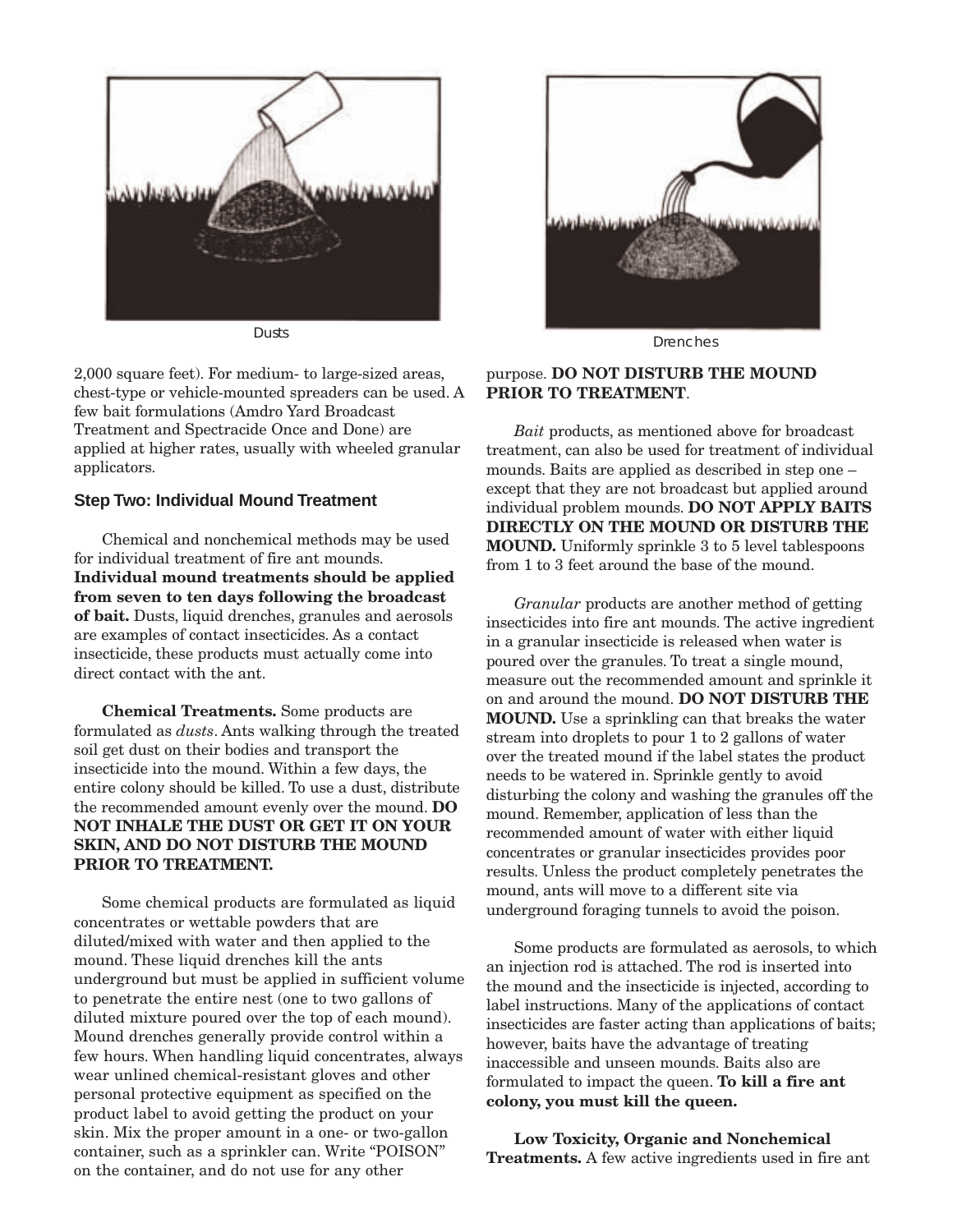Dusts

Drenches

2,000 square feet). For medium- to large-sized areas, chest-type or vehicle-mounted spreaders can be used. A few bait formulations (Amdro Yard Broadcast Treatment and Spectracide Once and Done) are applied at higher rates, usually with wheeled granular applicators.

### Step Two: Individual Mound Treatment

Chemical and nonchemical methods may be used for individual treatment of fire ant mounds. **Individual mound treatments should be applied from seven to ten days following the broadcast of bait.** Dusts, liquid drenches, granules and aerosols are examples of contact insecticides. As a contact insecticide, these products must actually come into direct contact with the ant.

**Chemical Treatments.** Some products are formulated as *dusts*. Ants walking through the treated soil get dust on their bodies and transport the insecticide into the mound. Within a few days, the entire colony should be killed. To use a dust, distribute the recommended amount evenly over the mound. **DO NOT INHALE THE DUST OR GET IT ON YOUR SKIN, AND DO NOT DISTURB THE MOUND PRIOR TO TREATMENT.**

Some chemical products are formulated as liquid concentrates or wettable powders that are diluted/mixed with water and then applied to the mound. These liquid drenches kill the ants underground but must be applied in sufficient volume to penetrate the entire nest (one to two gallons of diluted mixture poured over the top of each mound). Mound drenches generally provide control within a few hours. When handling liquid concentrates, always wear unlined chemical-resistant gloves and other personal protective equipment as specified on the product label to avoid getting the product on your skin. Mix the proper amount in a one- or two-gallon container, such as a sprinkler can. Write "POISON" on the container, and do not use for any other purpose. **DO NOT DISTURB THE MOUND PRIOR TO TREATMENT**.

*Bait* products, as mentioned above for broadcast treatment, can also be used for treatment of individual mounds. Baits are applied as described in step one – except that they are not broadcast but applied around individual problem mounds. **DO NOT APPLY BAITS DIRECTLY ON THE MOUND OR DISTURB THE MOUND.** Uniformly sprinkle 3 to 5 level tablespoons from 1 to 3 feet around the base of the mound.

*Granular* products are another method of getting insecticides into fire ant mounds. The active ingredient in a granular insecticide is released when water is poured over the granules. To treat a single mound, measure out the recommended amount and sprinkle it on and around the mound. **DO NOT DISTURB THE MOUND.** Use a sprinkling can that breaks the water stream into droplets to pour 1 to 2 gallons of water over the treated mound if the label states the product needs to be watered in. Sprinkle gently to avoid disturbing the colony and washing the granules off the mound. Remember, application of less than the recommended amount of water with either liquid concentrates or granular insecticides provides poor results. Unless the product completely penetrates the mound, ants will move to a different site via underground foraging tunnels to avoid the poison.

Some products are formulated as aerosols, to which an injection rod is attached. The rod is inserted into the mound and the insecticide is injected, according to label instructions. Many of the applications of contact insecticides are faster acting than applications of baits; however, baits have the advantage of treating inaccessible and unseen mounds. Baits also are formulated to impact the queen. **To kill a fire ant colony, you must kill the queen.**

**Low Toxicity, Organic and Nonchemical Treatments.** A few active ingredients used in fire ant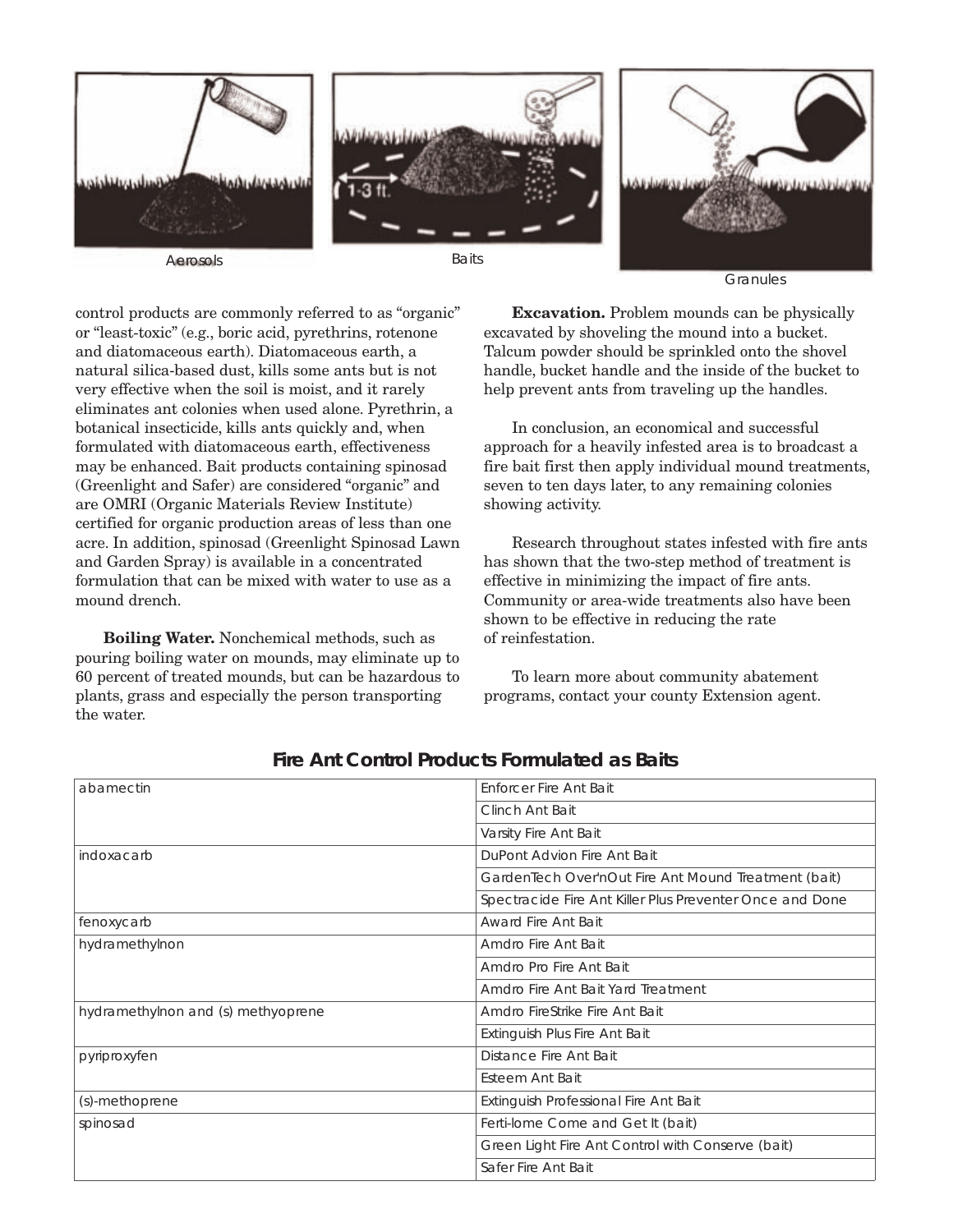Aerosols

Baits

Granules

control products are commonly referred to as "organic" or "least-toxic" (e.g., boric acid, pyrethrins, rotenone and diatomaceous earth). Diatomaceous earth, a natural silica-based dust, kills some ants but is not very effective when the soil is moist, and it rarely eliminates ant colonies when used alone. Pyrethrin, a botanical insecticide, kills ants quickly and, when formulated with diatomaceous earth, effectiveness may be enhanced. Bait products containing spinosad (Greenlight and Safer) are considered "organic" and are OMRI (Organic Materials Review Institute) certified for organic production areas of less than one acre. In addition, spinosad (Greenlight Spinosad Lawn and Garden Spray) is available in a concentrated formulation that can be mixed with water to use as a mound drench.

**Boiling Water.** Nonchemical methods, such as pouring boiling water on mounds, may eliminate up to 60 percent of treated mounds, but can be hazardous to plants, grass and especially the person transporting the water.

**Excavation.** Problem mounds can be physically excavated by shoveling the mound into a bucket. Talcum powder should be sprinkled onto the shovel handle, bucket handle and the inside of the bucket to help prevent ants from traveling up the handles.

In conclusion, an economical and successful approach for a heavily infested area is to broadcast a fire bait first then apply individual mound treatments, seven to ten days later, to any remaining colonies showing activity.

Research throughout states infested with fire ants has shown that the two-step method of treatment is effective in minimizing the impact of fire ants. Community or area-wide treatments also have been shown to be effective in reducing the rate of reinfestation.

To learn more about community abatement programs, contact your county Extension agent.

## Fire Ant Control Products Formulated as Baits

| | |
|---|---|
| abamectin | Enforcer Fire Ant Bait |
| | Clinch Ant Bait |
| | Varsity Fire Ant Bait |
| indoxacarb | DuPont Advion Fire Ant Bait |
| | GardenTech Over'nOut Fire Ant Mound Treatment (bait) |
| | Spectracide Fire Ant Killer Plus Preventer Once and Done |
| fenoxycarb | Award Fire Ant Bait |
| hydramethylnon | Amdro Fire Ant Bait |
| | Amdro Pro Fire Ant Bait |
| | Amdro Fire Ant Bait Yard Treatment |
| hydramethylnon and (s) methyoprene | Amdro FireStrike Fire Ant Bait |
| | Extinguish Plus Fire Ant Bait |
| pyriproxyfen | Distance Fire Ant Bait |
| | Esteem Ant Bait |
| (s)-methoprene | Extinguish Professional Fire Ant Bait |
| spinosad | Ferti-lome Come and Get It (bait) |
| | Green Light Fire Ant Control with Conserve (bait) |
| | Safer Fire Ant Bait |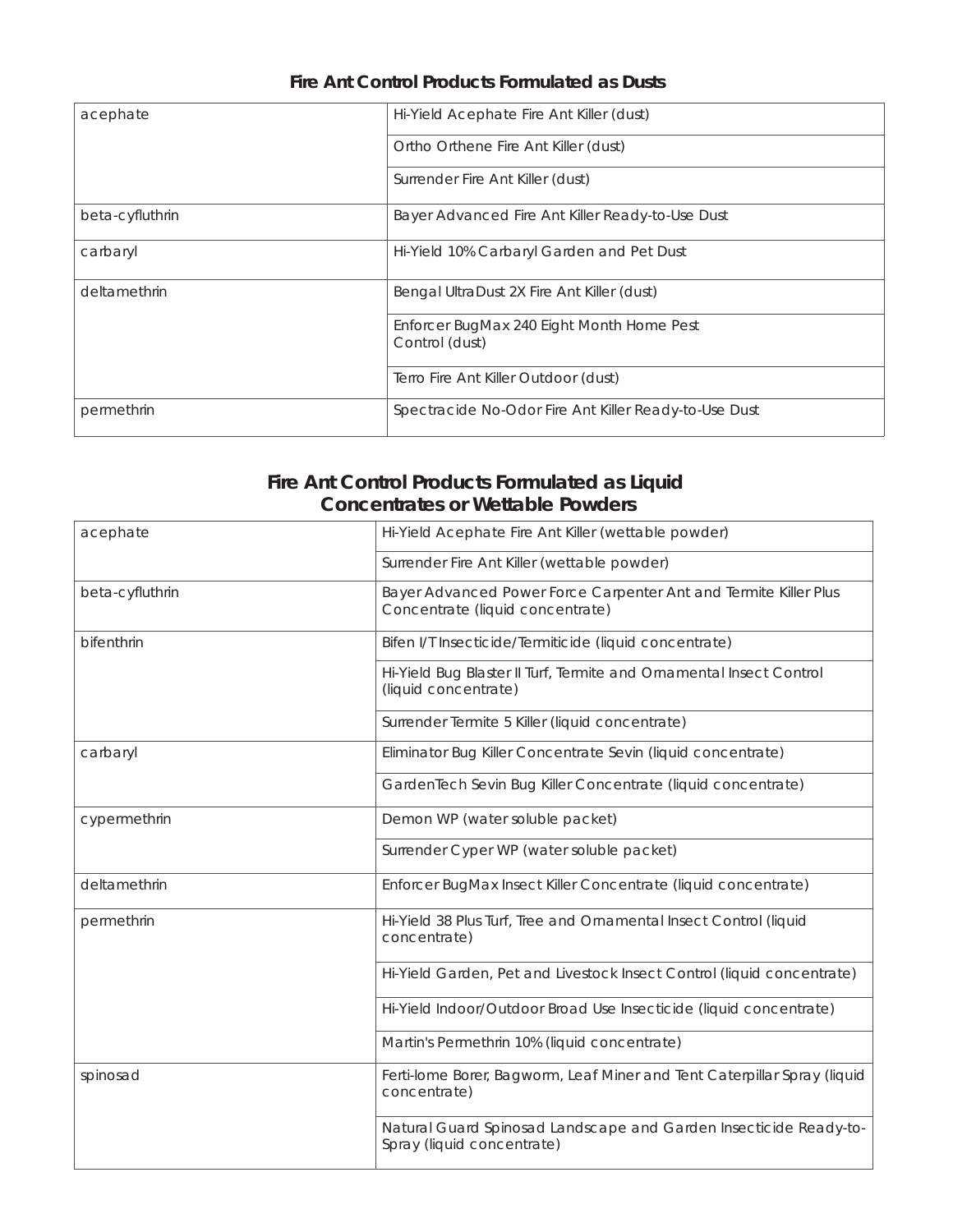### Fire Ant Control Products Formulated as Dusts

| | |
|---|---|
| acephate | Hi-Yield Acephate Fire Ant Killer (dust) |
| | Ortho Orthene Fire Ant Killer (dust) |
| | Surrender Fire Ant Killer (dust) |
| beta-cyfluthrin | Bayer Advanced Fire Ant Killer Ready-to-Use Dust |
| carbaryl | Hi-Yield 10% Carbaryl Garden and Pet Dust |
| deltamethrin | Bengal UltraDust 2X Fire Ant Killer (dust) |
| | Enforcer BugMax 240 Eight Month Home Pest Control (dust) |
| | Terro Fire Ant Killer Outdoor (dust) |
| permethrin | Spectracide No-Odor Fire Ant Killer Ready-to-Use Dust |

### Fire Ant Control Products Formulated as Liquid Concentrates or Wettable Powders

| | |
|---|---|
| acephate | Hi-Yield Acephate Fire Ant Killer (wettable powder) |
| | Surrender Fire Ant Killer (wettable powder) |
| beta-cyfluthrin | Bayer Advanced Power Force Carpenter Ant and Termite Killer Plus Concentrate (liquid concentrate) |
| bifenthrin | Bifen I/T Insecticide/Termiticide (liquid concentrate) |
| | Hi-Yield Bug Blaster II Turf, Termite and Ornamental Insect Control (liquid concentrate) |
| | Surrender Termite 5 Killer (liquid concentrate) |
| carbaryl | Eliminator Bug Killer Concentrate Sevin (liquid concentrate) |
| | GardenTech Sevin Bug Killer Concentrate (liquid concentrate) |
| cypermethrin | Demon WP (water soluble packet) |
| | Surrender Cyper WP (water soluble packet) |
| deltamethrin | Enforcer BugMax Insect Killer Concentrate (liquid concentrate) |
| permethrin | Hi-Yield 38 Plus Turf, Tree and Ornamental Insect Control (liquid concentrate) |
| | Hi-Yield Garden, Pet and Livestock Insect Control (liquid concentrate) |
| | Hi-Yield Indoor/Outdoor Broad Use Insecticide (liquid concentrate) |
| | Martin's Permethrin 10% (liquid concentrate) |
| spinosad | Ferti-lome Borer, Bagworm, Leaf Miner and Tent Caterpillar Spray (liquid concentrate) |
| | Natural Guard Spinosad Landscape and Garden Insecticide Ready-to-Spray (liquid concentrate) |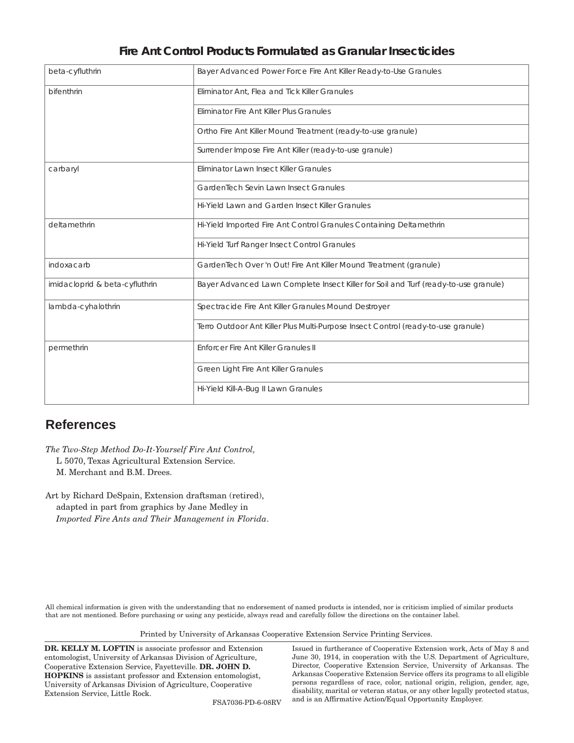## Fire Ant Control Products Formulated as Granular Insecticides

| | |
|---|---|
| beta-cyfluthrin | Bayer Advanced Power Force Fire Ant Killer Ready-to-Use Granules |
| bifenthrin | Eliminator Ant, Flea and Tick Killer Granules |
| | Eliminator Fire Ant Killer Plus Granules |
| | Ortho Fire Ant Killer Mound Treatment (ready-to-use granule) |
| | Surrender Impose Fire Ant Killer (ready-to-use granule) |
| carbaryl | Eliminator Lawn Insect Killer Granules |
| | GardenTech Sevin Lawn Insect Granules |
| | Hi-Yield Lawn and Garden Insect Killer Granules |
| deltamethrin | Hi-Yield Imported Fire Ant Control Granules Containing Deltamethrin |
| | Hi-Yield Turf Ranger Insect Control Granules |
| indoxacarb | GardenTech Over 'n Out! Fire Ant Killer Mound Treatment (granule) |
| imidacloprid & beta-cyfluthrin | Bayer Advanced Lawn Complete Insect Killer for Soil and Turf (ready-to-use granule) |
| lambda-cyhalothrin | Spectracide Fire Ant Killer Granules Mound Destroyer |
| | Terro Outdoor Ant Killer Plus Multi-Purpose Insect Control (ready-to-use granule) |
| permethrin | Enforcer Fire Ant Killer Granules II |
| | Green Light Fire Ant Killer Granules |
| | Hi-Yield Kill-A-Bug II Lawn Granules |

## References

*The Two-Step Method Do-It-Yourself Fire Ant Control,*
L 5070, Texas Agricultural Extension Service.
M. Merchant and B.M. Drees.

Art by Richard DeSpain, Extension draftsman (retired), adapted in part from graphics by Jane Medley in *Imported Fire Ants and Their Management in Florida*.

All chemical information is given with the understanding that no endorsement of named products is intended, nor is criticism implied of similar products that are not mentioned. Before purchasing or using any pesticide, always read and carefully follow the directions on the container label.

Printed by University of Arkansas Cooperative Extension Service Printing Services.

**DR. KELLY M. LOFTIN** is associate professor and Extension entomologist, University of Arkansas Division of Agriculture, Cooperative Extension Service, Fayetteville. **DR. JOHN D. HOPKINS** is assistant professor and Extension entomologist, University of Arkansas Division of Agriculture, Cooperative Extension Service, Little Rock.

FSA7036-PD-6-08RV

Issued in furtherance of Cooperative Extension work, Acts of May 8 and June 30, 1914, in cooperation with the U.S. Department of Agriculture, Director, Cooperative Extension Service, University of Arkansas. The Arkansas Cooperative Extension Service offers its programs to all eligible persons regardless of race, color, national origin, religion, gender, age, disability, marital or veteran status, or any other legally protected status, and is an Affirmative Action/Equal Opportunity Employer.